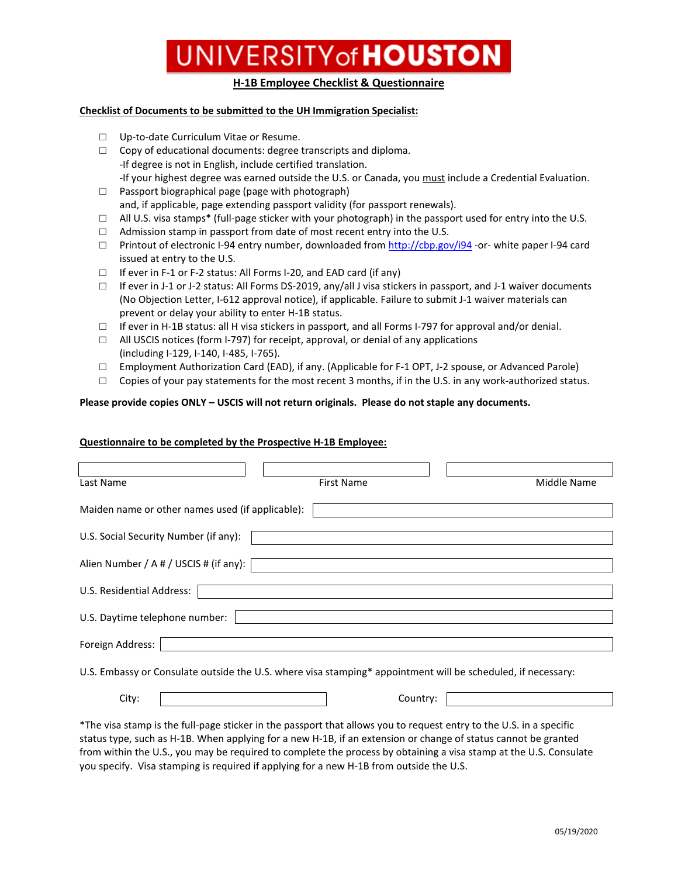# UNIVERSITY of HOUSTON

## H-1B Employee Checklist & Questionnaire

**Checklist of Documents to be submitted to the UH Immigration Specialist:**

- ☐ Up-to-date Curriculum Vitae or Resume.
- ☐ Copy of educational documents: degree transcripts and diploma.
  -If degree is not in English, include certified translation.
  -If your highest degree was earned outside the U.S. or Canada, you must include a Credential Evaluation.
- ☐ Passport biographical page (page with photograph)
  and, if applicable, page extending passport validity (for passport renewals).
- ☐ All U.S. visa stamps* (full-page sticker with your photograph) in the passport used for entry into the U.S.
- ☐ Admission stamp in passport from date of most recent entry into the U.S.
- ☐ Printout of electronic I-94 entry number, downloaded from http://cbp.gov/i94 -or- white paper I-94 card issued at entry to the U.S.
- ☐ If ever in F-1 or F-2 status: All Forms I-20, and EAD card (if any)
- ☐ If ever in J-1 or J-2 status: All Forms DS-2019, any/all J visa stickers in passport, and J-1 waiver documents (No Objection Letter, I-612 approval notice), if applicable. Failure to submit J-1 waiver materials can prevent or delay your ability to enter H-1B status.
- ☐ If ever in H-1B status: all H visa stickers in passport, and all Forms I-797 for approval and/or denial.
- ☐ All USCIS notices (form I-797) for receipt, approval, or denial of any applications
  (including I-129, I-140, I-485, I-765).
- ☐ Employment Authorization Card (EAD), if any. (Applicable for F-1 OPT, J-2 spouse, or Advanced Parole)
- ☐ Copies of your pay statements for the most recent 3 months, if in the U.S. in any work-authorized status.

**Please provide copies ONLY – USCIS will not return originals. Please do not staple any documents.**

**Questionnaire to be completed by the Prospective H-1B Employee:**

| Last Name | First Name | Middle Name |
|---|---|---|
| | | |

Maiden name or other names used (if applicable): ____________________

U.S. Social Security Number (if any): ____________________

Alien Number / A # / USCIS # (if any): ____________________

U.S. Residential Address: ____________________

U.S. Daytime telephone number: ____________________

Foreign Address: ____________________

U.S. Embassy or Consulate outside the U.S. where visa stamping* appointment will be scheduled, if necessary:

City: ____________________ Country: ____________________

*The visa stamp is the full-page sticker in the passport that allows you to request entry to the U.S. in a specific status type, such as H-1B. When applying for a new H-1B, if an extension or change of status cannot be granted from within the U.S., you may be required to complete the process by obtaining a visa stamp at the U.S. Consulate you specify. Visa stamping is required if applying for a new H-1B from outside the U.S.

05/19/2020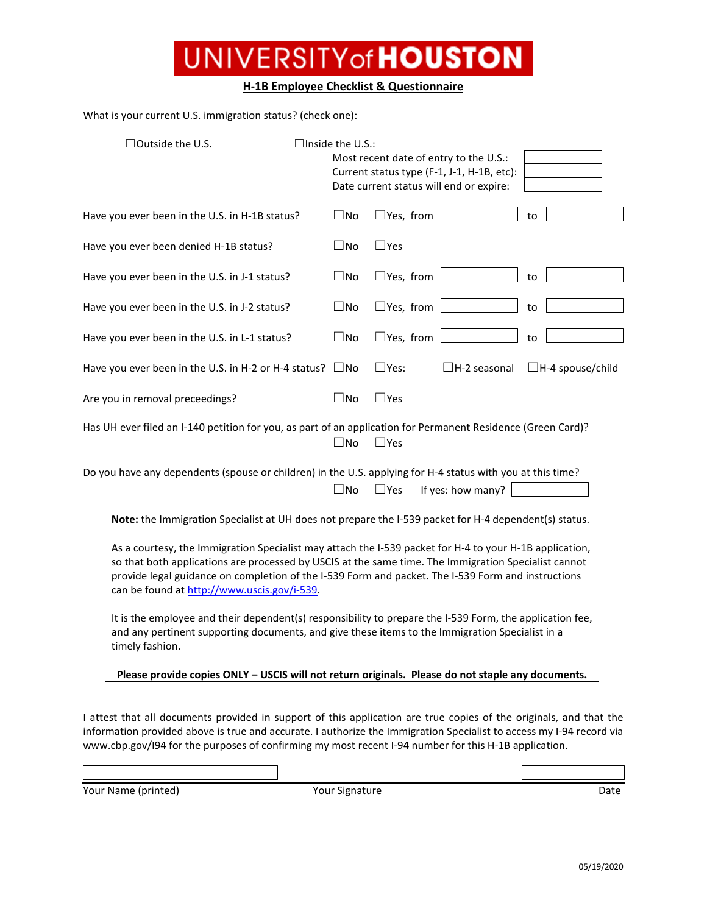# UNIVERSITY of HOUSTON

**H-1B Employee Checklist & Questionnaire**

What is your current U.S. immigration status? (check one):

☐Outside the U.S. ☐Inside the U.S.:

- Most recent date of entry to the U.S.: \_\_\_\_\_\_
- Current status type (F-1, J-1, H-1B, etc): \_\_\_\_\_\_
- Date current status will end or expire: \_\_\_\_\_\_

Have you ever been in the U.S. in H-1B status? ☐No ☐Yes, from \_\_\_\_\_\_ to \_\_\_\_\_\_

Have you ever been denied H-1B status? ☐No ☐Yes

Have you ever been in the U.S. in J-1 status? ☐No ☐Yes, from \_\_\_\_\_\_ to \_\_\_\_\_\_

Have you ever been in the U.S. in J-2 status? ☐No ☐Yes, from \_\_\_\_\_\_ to \_\_\_\_\_\_

Have you ever been in the U.S. in L-1 status? ☐No ☐Yes, from \_\_\_\_\_\_ to \_\_\_\_\_\_

Have you ever been in the U.S. in H-2 or H-4 status? ☐No ☐Yes: ☐H-2 seasonal ☐H-4 spouse/child

Are you in removal preceedings? ☐No ☐Yes

Has UH ever filed an I-140 petition for you, as part of an application for Permanent Residence (Green Card)?
☐No ☐Yes

Do you have any dependents (spouse or children) in the U.S. applying for H-4 status with you at this time?
☐No ☐Yes If yes: how many? \_\_\_\_\_\_

**Note:** the Immigration Specialist at UH does not prepare the I-539 packet for H-4 dependent(s) status.

As a courtesy, the Immigration Specialist may attach the I-539 packet for H-4 to your H-1B application, so that both applications are processed by USCIS at the same time. The Immigration Specialist cannot provide legal guidance on completion of the I-539 Form and packet. The I-539 Form and instructions can be found at http://www.uscis.gov/i-539.

It is the employee and their dependent(s) responsibility to prepare the I-539 Form, the application fee, and any pertinent supporting documents, and give these items to the Immigration Specialist in a timely fashion.

**Please provide copies ONLY – USCIS will not return originals. Please do not staple any documents.**

I attest that all documents provided in support of this application are true copies of the originals, and that the information provided above is true and accurate. I authorize the Immigration Specialist to access my I-94 record via www.cbp.gov/I94 for the purposes of confirming my most recent I-94 number for this H-1B application.

| Your Name (printed) | Your Signature | Date |
|---|---|---|
| | | |

05/19/2020